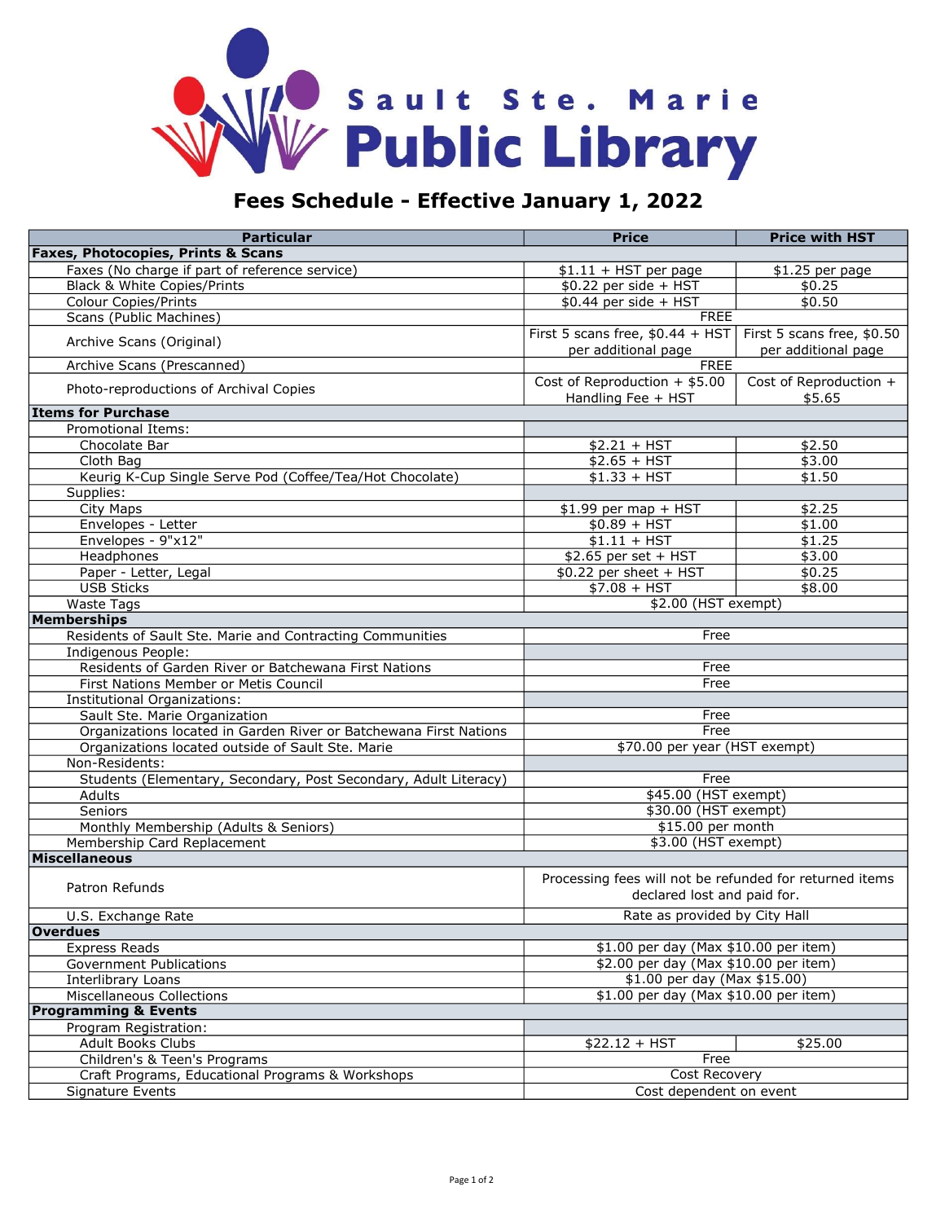# Sault Ste. Marie Public Library

## Fees Schedule - Effective January 1, 2022

| Particular | Price | Price with HST |
|---|---|---|
| **Faxes, Photocopies, Prints & Scans** | | |
| Faxes (No charge if part of reference service) | $1.11 + HST per page | $1.25 per page |
| Black & White Copies/Prints | $0.22 per side + HST | $0.25 |
| Colour Copies/Prints | $0.44 per side + HST | $0.50 |
| Scans (Public Machines) | FREE | |
| Archive Scans (Original) | First 5 scans free, $0.44 + HST per additional page | First 5 scans free, $0.50 per additional page |
| Archive Scans (Prescanned) | FREE | |
| Photo-reproductions of Archival Copies | Cost of Reproduction + $5.00 Handling Fee + HST | Cost of Reproduction + $5.65 |
| **Items for Purchase** | | |
| Promotional Items: | | |
| Chocolate Bar | $2.21 + HST | $2.50 |
| Cloth Bag | $2.65 + HST | $3.00 |
| Keurig K-Cup Single Serve Pod (Coffee/Tea/Hot Chocolate) | $1.33 + HST | $1.50 |
| Supplies: | | |
| City Maps | $1.99 per map + HST | $2.25 |
| Envelopes - Letter | $0.89 + HST | $1.00 |
| Envelopes - 9"x12" | $1.11 + HST | $1.25 |
| Headphones | $2.65 per set + HST | $3.00 |
| Paper - Letter, Legal | $0.22 per sheet + HST | $0.25 |
| USB Sticks | $7.08 + HST | $8.00 |
| Waste Tags | $2.00 (HST exempt) | |
| **Memberships** | | |
| Residents of Sault Ste. Marie and Contracting Communities | Free | |
| Indigenous People: | | |
| Residents of Garden River or Batchewana First Nations | Free | |
| First Nations Member or Metis Council | Free | |
| Institutional Organizations: | | |
| Sault Ste. Marie Organization | Free | |
| Organizations located in Garden River or Batchewana First Nations | Free | |
| Organizations located outside of Sault Ste. Marie | $70.00 per year (HST exempt) | |
| Non-Residents: | | |
| Students (Elementary, Secondary, Post Secondary, Adult Literacy) | Free | |
| Adults | $45.00 (HST exempt) | |
| Seniors | $30.00 (HST exempt) | |
| Monthly Membership (Adults & Seniors) | $15.00 per month | |
| Membership Card Replacement | $3.00 (HST exempt) | |
| **Miscellaneous** | | |
| Patron Refunds | Processing fees will not be refunded for returned items declared lost and paid for. | |
| U.S. Exchange Rate | Rate as provided by City Hall | |
| **Overdues** | | |
| Express Reads | $1.00 per day (Max $10.00 per item) | |
| Government Publications | $2.00 per day (Max $10.00 per item) | |
| Interlibrary Loans | $1.00 per day (Max $15.00) | |
| Miscellaneous Collections | $1.00 per day (Max $10.00 per item) | |
| **Programming & Events** | | |
| Program Registration: | | |
| Adult Books Clubs | $22.12 + HST | $25.00 |
| Children's & Teen's Programs | Free | |
| Craft Programs, Educational Programs & Workshops | Cost Recovery | |
| Signature Events | Cost dependent on event | |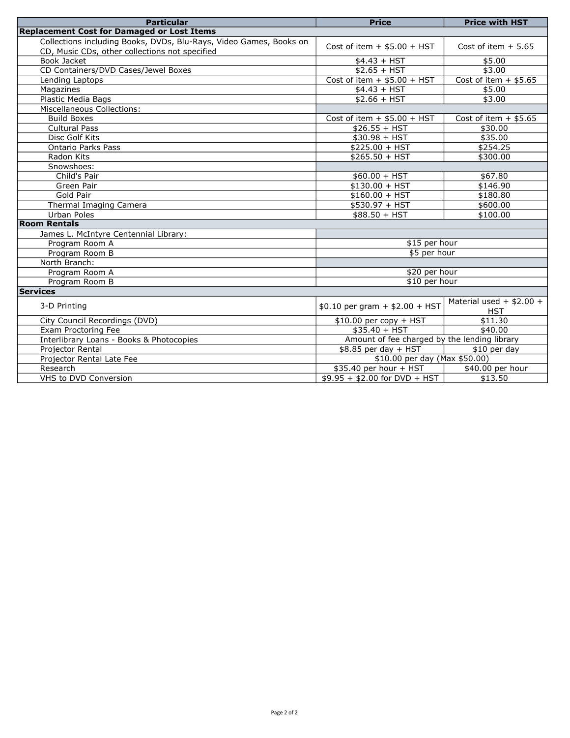| Particular | Price | Price with HST |
|---|---|---|
| **Replacement Cost for Damaged or Lost Items** | | |
| Collections including Books, DVDs, Blu-Rays, Video Games, Books on CD, Music CDs, other collections not specified | Cost of item + $5.00 + HST | Cost of item + 5.65 |
| Book Jacket | $4.43 + HST | $5.00 |
| CD Containers/DVD Cases/Jewel Boxes | $2.65 + HST | $3.00 |
| Lending Laptops | Cost of item + $5.00 + HST | Cost of item + $5.65 |
| Magazines | $4.43 + HST | $5.00 |
| Plastic Media Bags | $2.66 + HST | $3.00 |
| Miscellaneous Collections: | | |
| Build Boxes | Cost of item + $5.00 + HST | Cost of item + $5.65 |
| Cultural Pass | $26.55 + HST | $30.00 |
| Disc Golf Kits | $30.98 + HST | $35.00 |
| Ontario Parks Pass | $225.00 + HST | $254.25 |
| Radon Kits | $265.50 + HST | $300.00 |
| Snowshoes: | | |
| Child's Pair | $60.00 + HST | $67.80 |
| Green Pair | $130.00 + HST | $146.90 |
| Gold Pair | $160.00 + HST | $180.80 |
| Thermal Imaging Camera | $530.97 + HST | $600.00 |
| Urban Poles | $88.50 + HST | $100.00 |
| **Room Rentals** | | |
| James L. McIntyre Centennial Library: | | |
| Program Room A | $15 per hour | |
| Program Room B | $5 per hour | |
| North Branch: | | |
| Program Room A | $20 per hour | |
| Program Room B | $10 per hour | |
| **Services** | | |
| 3-D Printing | $0.10 per gram + $2.00 + HST | Material used + $2.00 + HST |
| City Council Recordings (DVD) | $10.00 per copy + HST | $11.30 |
| Exam Proctoring Fee | $35.40 + HST | $40.00 |
| Interlibrary Loans - Books & Photocopies | Amount of fee charged by the lending library | |
| Projector Rental | $8.85 per day + HST | $10 per day |
| Projector Rental Late Fee | $10.00 per day (Max $50.00) | |
| Research | $35.40 per hour + HST | $40.00 per hour |
| VHS to DVD Conversion | $9.95 + $2.00 for DVD + HST | $13.50 |